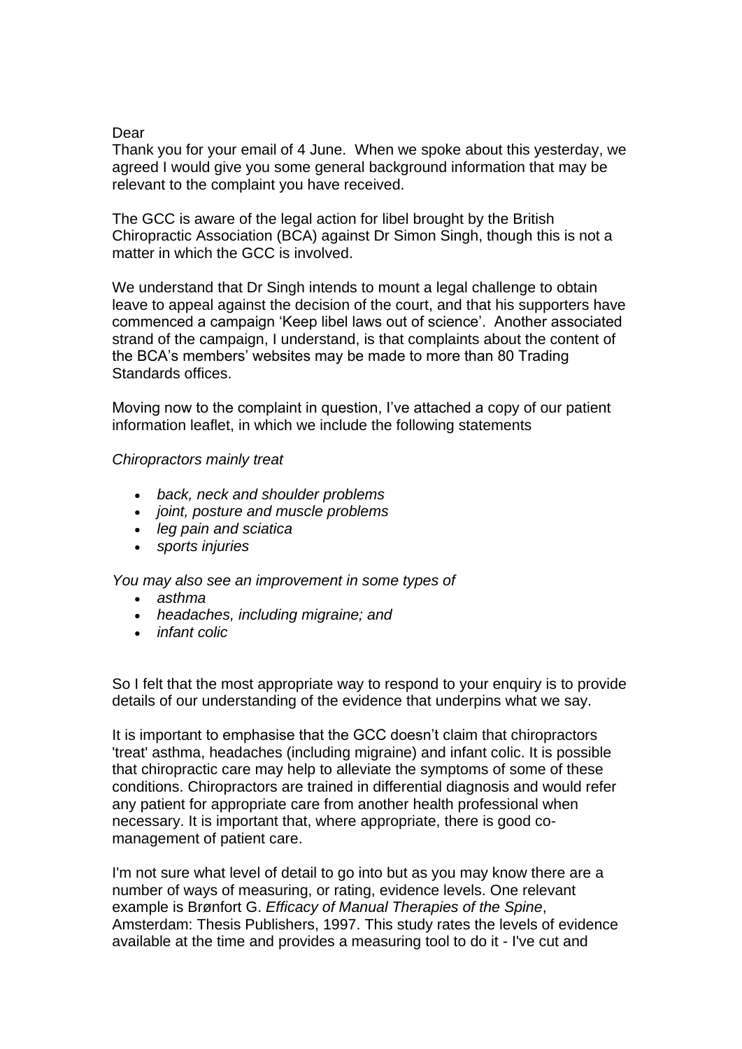Dear

Thank you for your email of 4 June. When we spoke about this yesterday, we agreed I would give you some general background information that may be relevant to the complaint you have received.

The GCC is aware of the legal action for libel brought by the British Chiropractic Association (BCA) against Dr Simon Singh, though this is not a matter in which the GCC is involved.

We understand that Dr Singh intends to mount a legal challenge to obtain leave to appeal against the decision of the court, and that his supporters have commenced a campaign 'Keep libel laws out of science'. Another associated strand of the campaign, I understand, is that complaints about the content of the BCA's members' websites may be made to more than 80 Trading Standards offices.

Moving now to the complaint in question, I've attached a copy of our patient information leaflet, in which we include the following statements

*Chiropractors mainly treat*

- *back, neck and shoulder problems*
- *joint, posture and muscle problems*
- *leg pain and sciatica*
- *sports injuries*

*You may also see an improvement in some types of*

- *asthma*
- *headaches, including migraine; and*
- *infant colic*

So I felt that the most appropriate way to respond to your enquiry is to provide details of our understanding of the evidence that underpins what we say.

It is important to emphasise that the GCC doesn't claim that chiropractors 'treat' asthma, headaches (including migraine) and infant colic. It is possible that chiropractic care may help to alleviate the symptoms of some of these conditions. Chiropractors are trained in differential diagnosis and would refer any patient for appropriate care from another health professional when necessary. It is important that, where appropriate, there is good co-management of patient care.

I'm not sure what level of detail to go into but as you may know there are a number of ways of measuring, or rating, evidence levels. One relevant example is Brønfort G. *Efficacy of Manual Therapies of the Spine*, Amsterdam: Thesis Publishers, 1997. This study rates the levels of evidence available at the time and provides a measuring tool to do it - I've cut and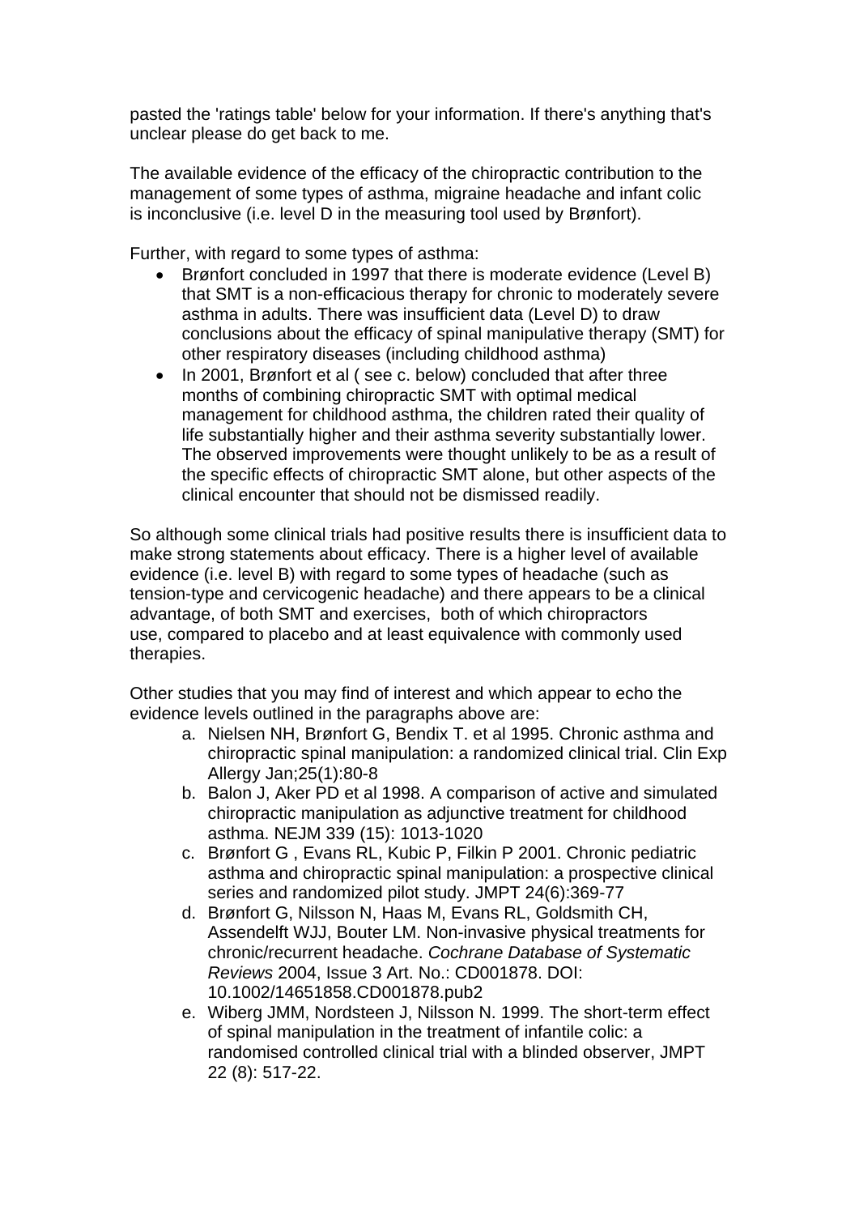pasted the 'ratings table' below for your information. If there's anything that's unclear please do get back to me.

The available evidence of the efficacy of the chiropractic contribution to the management of some types of asthma, migraine headache and infant colic is inconclusive (i.e. level D in the measuring tool used by Brønfort).

Further, with regard to some types of asthma:

- Brønfort concluded in 1997 that there is moderate evidence (Level B) that SMT is a non-efficacious therapy for chronic to moderately severe asthma in adults. There was insufficient data (Level D) to draw conclusions about the efficacy of spinal manipulative therapy (SMT) for other respiratory diseases (including childhood asthma)
- In 2001, Brønfort et al ( see c. below) concluded that after three months of combining chiropractic SMT with optimal medical management for childhood asthma, the children rated their quality of life substantially higher and their asthma severity substantially lower. The observed improvements were thought unlikely to be as a result of the specific effects of chiropractic SMT alone, but other aspects of the clinical encounter that should not be dismissed readily.

So although some clinical trials had positive results there is insufficient data to make strong statements about efficacy. There is a higher level of available evidence (i.e. level B) with regard to some types of headache (such as tension-type and cervicogenic headache) and there appears to be a clinical advantage, of both SMT and exercises, both of which chiropractors use, compared to placebo and at least equivalence with commonly used therapies.

Other studies that you may find of interest and which appear to echo the evidence levels outlined in the paragraphs above are:

a. Nielsen NH, Brønfort G, Bendix T. et al 1995. Chronic asthma and chiropractic spinal manipulation: a randomized clinical trial. Clin Exp Allergy Jan;25(1):80-8
b. Balon J, Aker PD et al 1998. A comparison of active and simulated chiropractic manipulation as adjunctive treatment for childhood asthma. NEJM 339 (15): 1013-1020
c. Brønfort G , Evans RL, Kubic P, Filkin P 2001. Chronic pediatric asthma and chiropractic spinal manipulation: a prospective clinical series and randomized pilot study. JMPT 24(6):369-77
d. Brønfort G, Nilsson N, Haas M, Evans RL, Goldsmith CH, Assendelft WJJ, Bouter LM. Non-invasive physical treatments for chronic/recurrent headache. *Cochrane Database of Systematic Reviews* 2004, Issue 3 Art. No.: CD001878. DOI: 10.1002/14651858.CD001878.pub2
e. Wiberg JMM, Nordsteen J, Nilsson N. 1999. The short-term effect of spinal manipulation in the treatment of infantile colic: a randomised controlled clinical trial with a blinded observer, JMPT 22 (8): 517-22.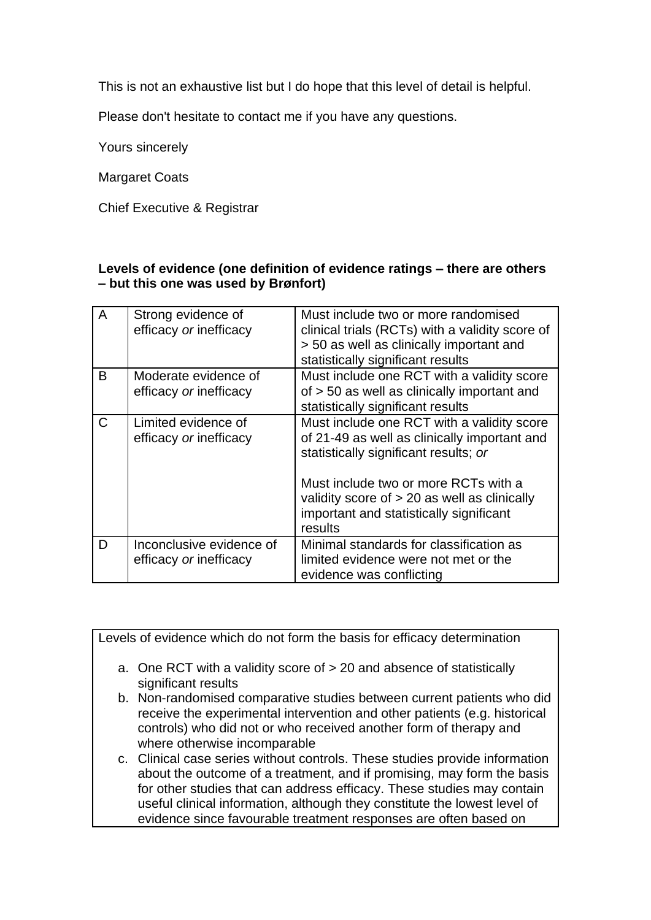This is not an exhaustive list but I do hope that this level of detail is helpful.

Please don't hesitate to contact me if you have any questions.

Yours sincerely

Margaret Coats

Chief Executive & Registrar

**Levels of evidence (one definition of evidence ratings – there are others – but this one was used by Brønfort)**

| | | |
|---|---|---|
| A | Strong evidence of efficacy *or* inefficacy | Must include two or more randomised clinical trials (RCTs) with a validity score of > 50 as well as clinically important and statistically significant results |
| B | Moderate evidence of efficacy *or* inefficacy | Must include one RCT with a validity score of > 50 as well as clinically important and statistically significant results |
| C | Limited evidence of efficacy *or* inefficacy | Must include one RCT with a validity score of 21-49 as well as clinically important and statistically significant results; *or*<br><br>Must include two or more RCTs with a validity score of > 20 as well as clinically important and statistically significant results |
| D | Inconclusive evidence of efficacy *or* inefficacy | Minimal standards for classification as limited evidence were not met or the evidence was conflicting |

Levels of evidence which do not form the basis for efficacy determination

a. One RCT with a validity score of > 20 and absence of statistically significant results
b. Non-randomised comparative studies between current patients who did receive the experimental intervention and other patients (e.g. historical controls) who did not or who received another form of therapy and where otherwise incomparable
c. Clinical case series without controls. These studies provide information about the outcome of a treatment, and if promising, may form the basis for other studies that can address efficacy. These studies may contain useful clinical information, although they constitute the lowest level of evidence since favourable treatment responses are often based on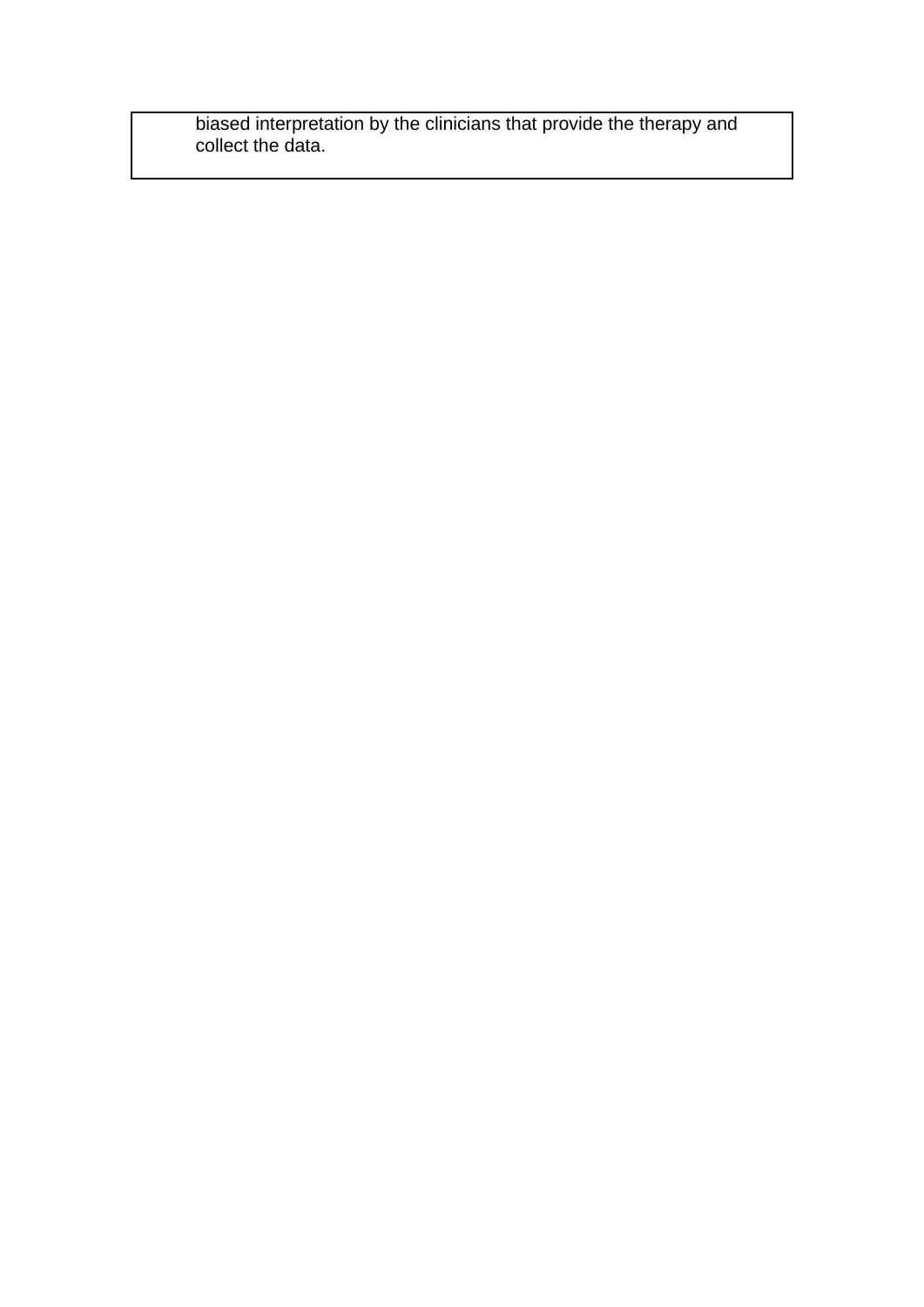biased interpretation by the clinicians that provide the therapy and collect the data.